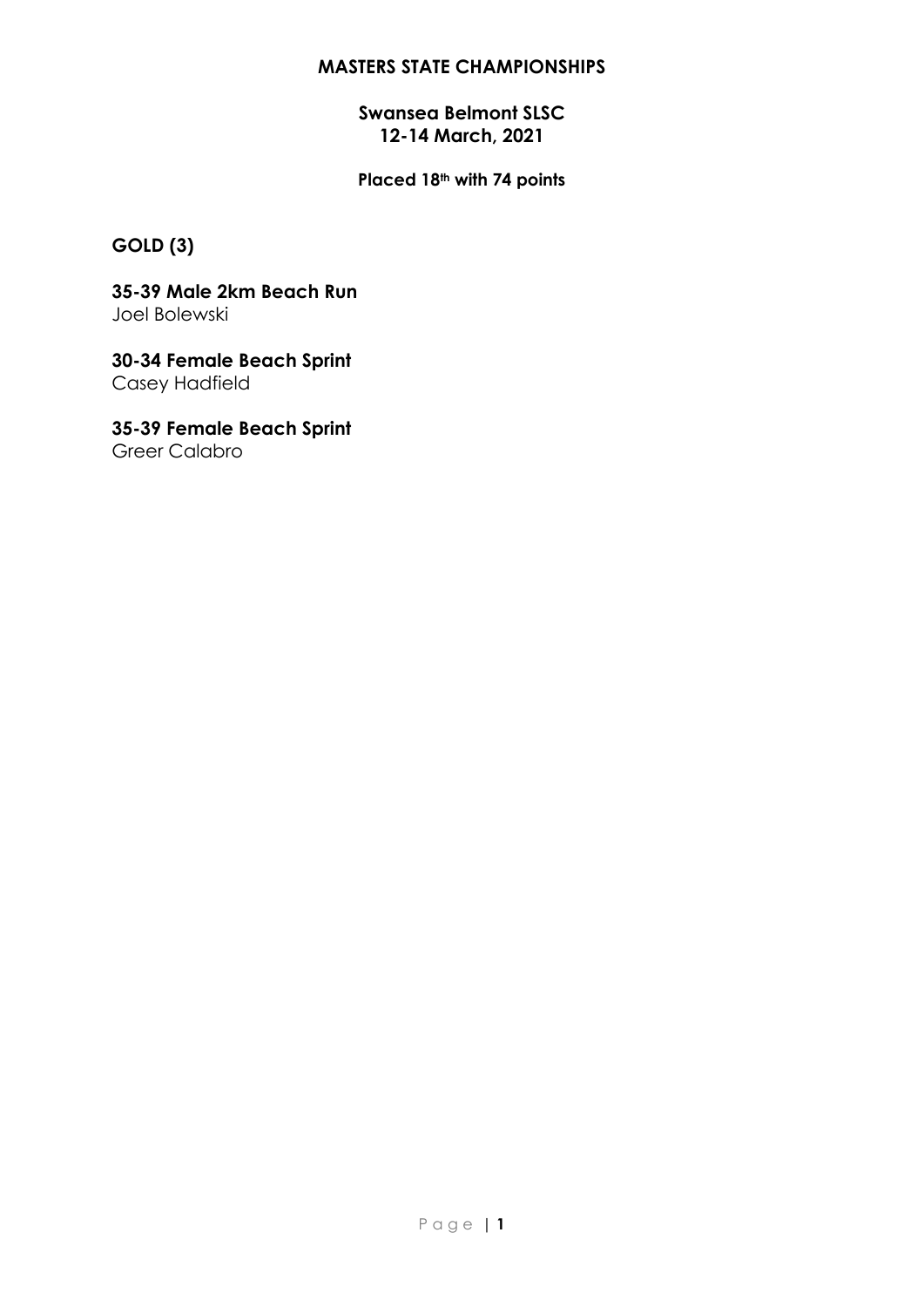# MASTERS STATE CHAMPIONSHIPS

## Swansea Belmont SLSC
## 12-14 March, 2021

**Placed 18th with 74 points**

## GOLD (3)

### 35-39 Male 2km Beach Run
Joel Bolewski

### 30-34 Female Beach Sprint
Casey Hadfield

### 35-39 Female Beach Sprint
Greer Calabro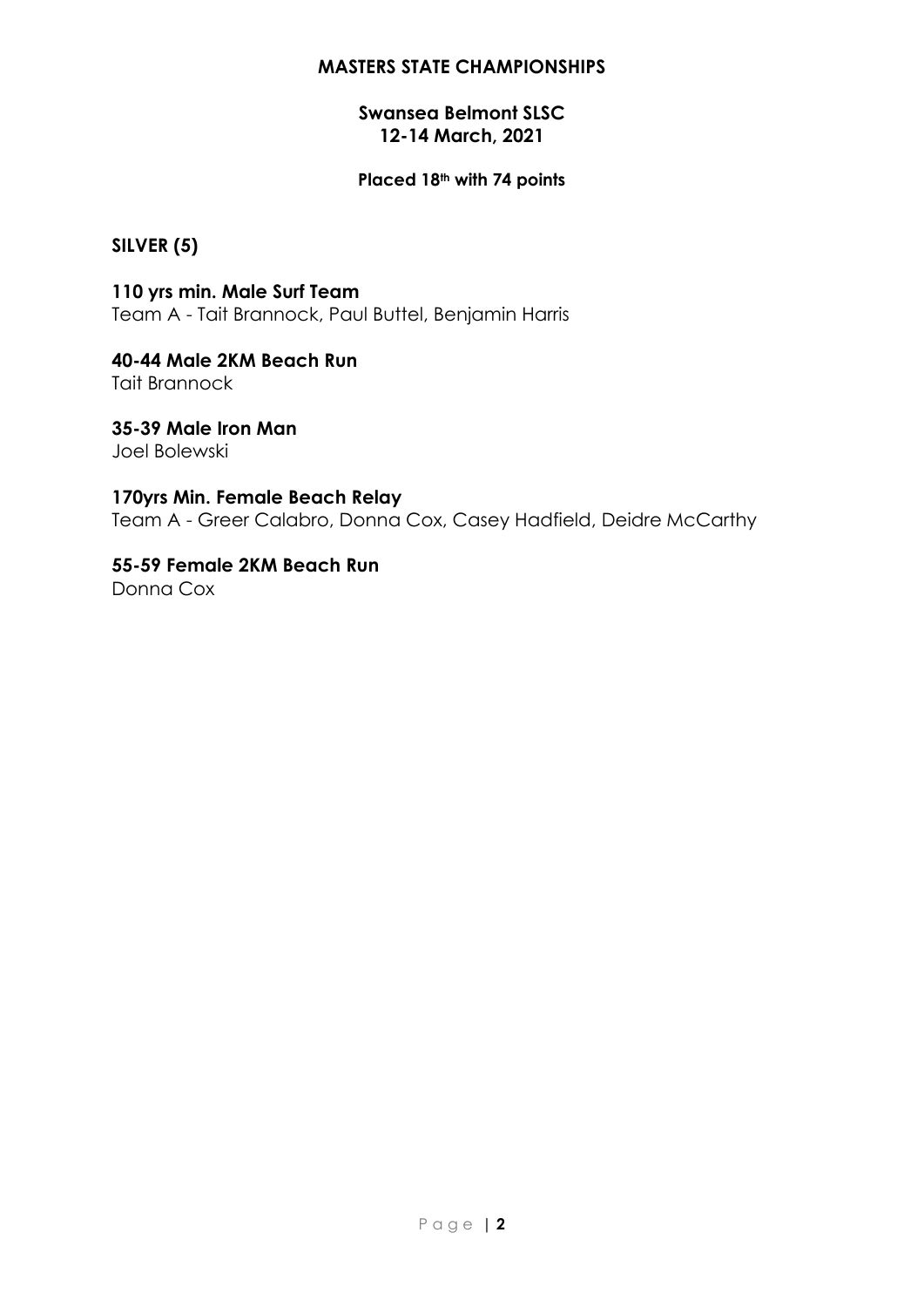## MASTERS STATE CHAMPIONSHIPS

### Swansea Belmont SLSC
### 12-14 March, 2021

**Placed 18th with 74 points**

## SILVER (5)

**110 yrs min. Male Surf Team**
Team A - Tait Brannock, Paul Buttel, Benjamin Harris

**40-44 Male 2KM Beach Run**
Tait Brannock

**35-39 Male Iron Man**
Joel Bolewski

**170yrs Min. Female Beach Relay**
Team A - Greer Calabro, Donna Cox, Casey Hadfield, Deidre McCarthy

**55-59 Female 2KM Beach Run**
Donna Cox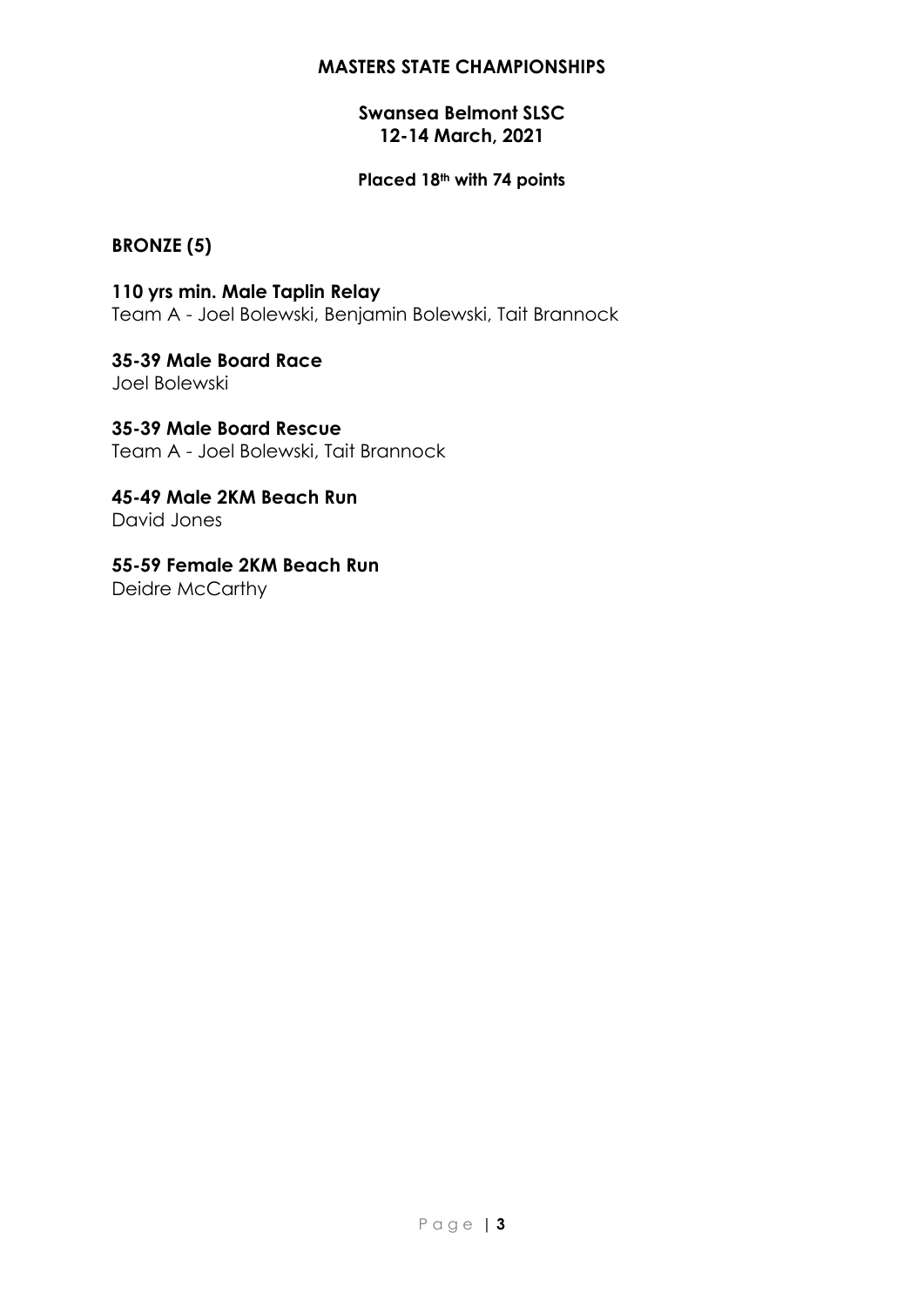## MASTERS STATE CHAMPIONSHIPS

### Swansea Belmont SLSC
### 12-14 March, 2021

**Placed 18th with 74 points**

## BRONZE (5)

**110 yrs min. Male Taplin Relay**
Team A - Joel Bolewski, Benjamin Bolewski, Tait Brannock

**35-39 Male Board Race**
Joel Bolewski

**35-39 Male Board Rescue**
Team A - Joel Bolewski, Tait Brannock

**45-49 Male 2KM Beach Run**
David Jones

**55-59 Female 2KM Beach Run**
Deidre McCarthy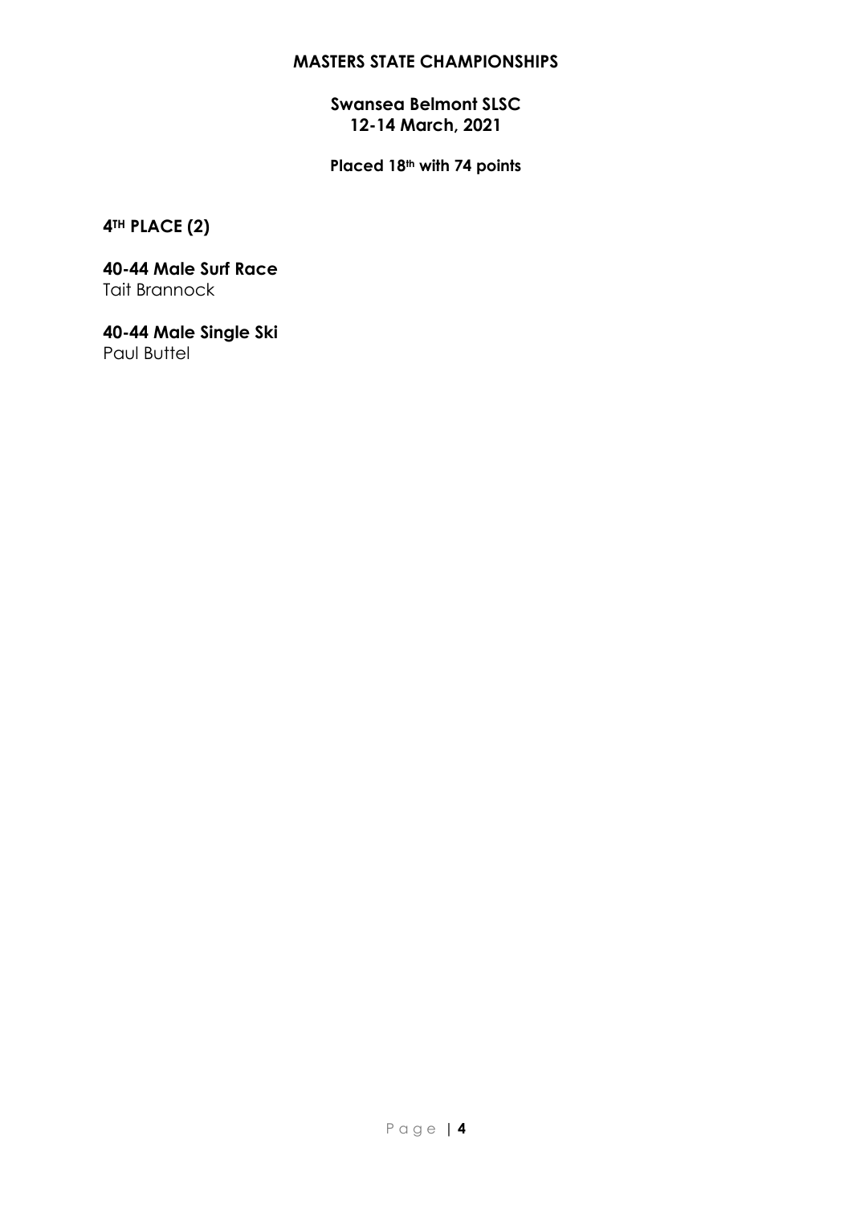## MASTERS STATE CHAMPIONSHIPS

### Swansea Belmont SLSC
### 12-14 March, 2021

**Placed 18th with 74 points**

## 4TH PLACE (2)

### 40-44 Male Surf Race
Tait Brannock

### 40-44 Male Single Ski
Paul Buttel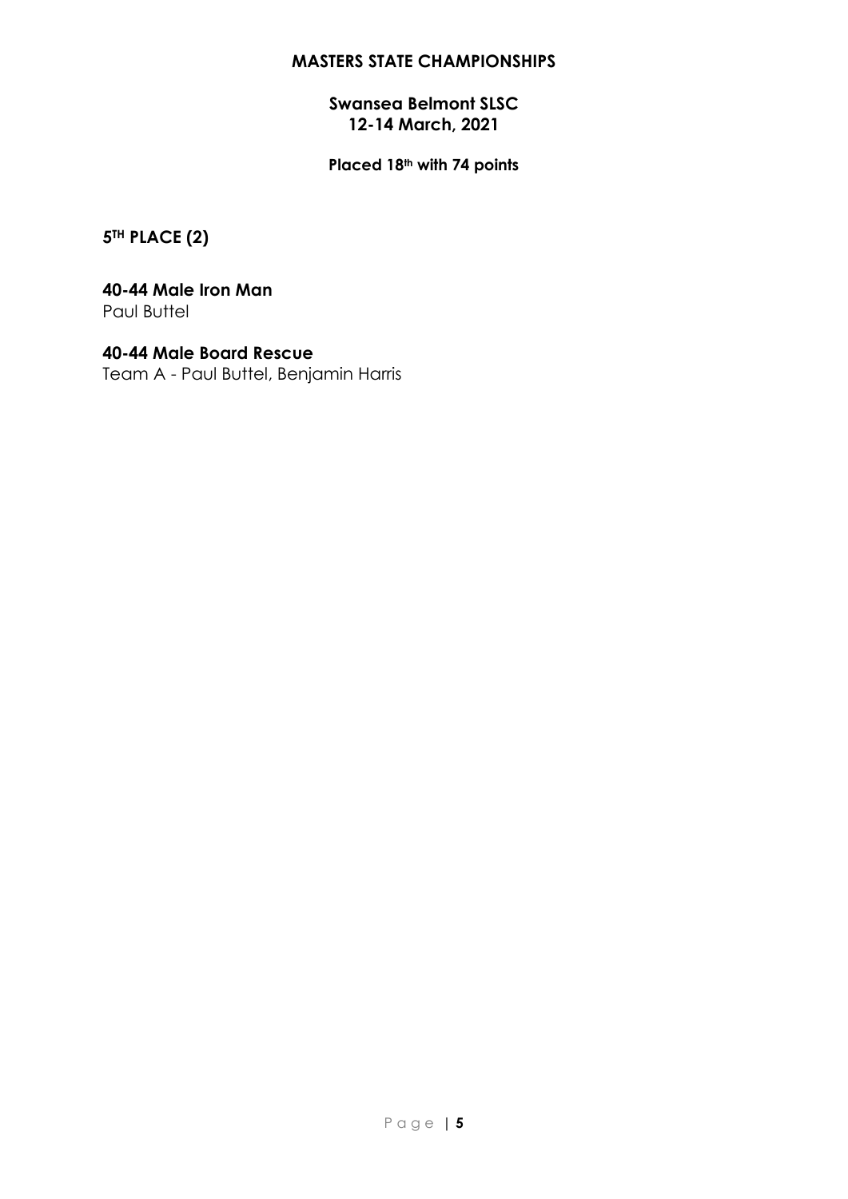## MASTERS STATE CHAMPIONSHIPS

### Swansea Belmont SLSC
### 12-14 March, 2021

**Placed 18th with 74 points**

## 5TH PLACE (2)

**40-44 Male Iron Man**
Paul Buttel

**40-44 Male Board Rescue**
Team A - Paul Buttel, Benjamin Harris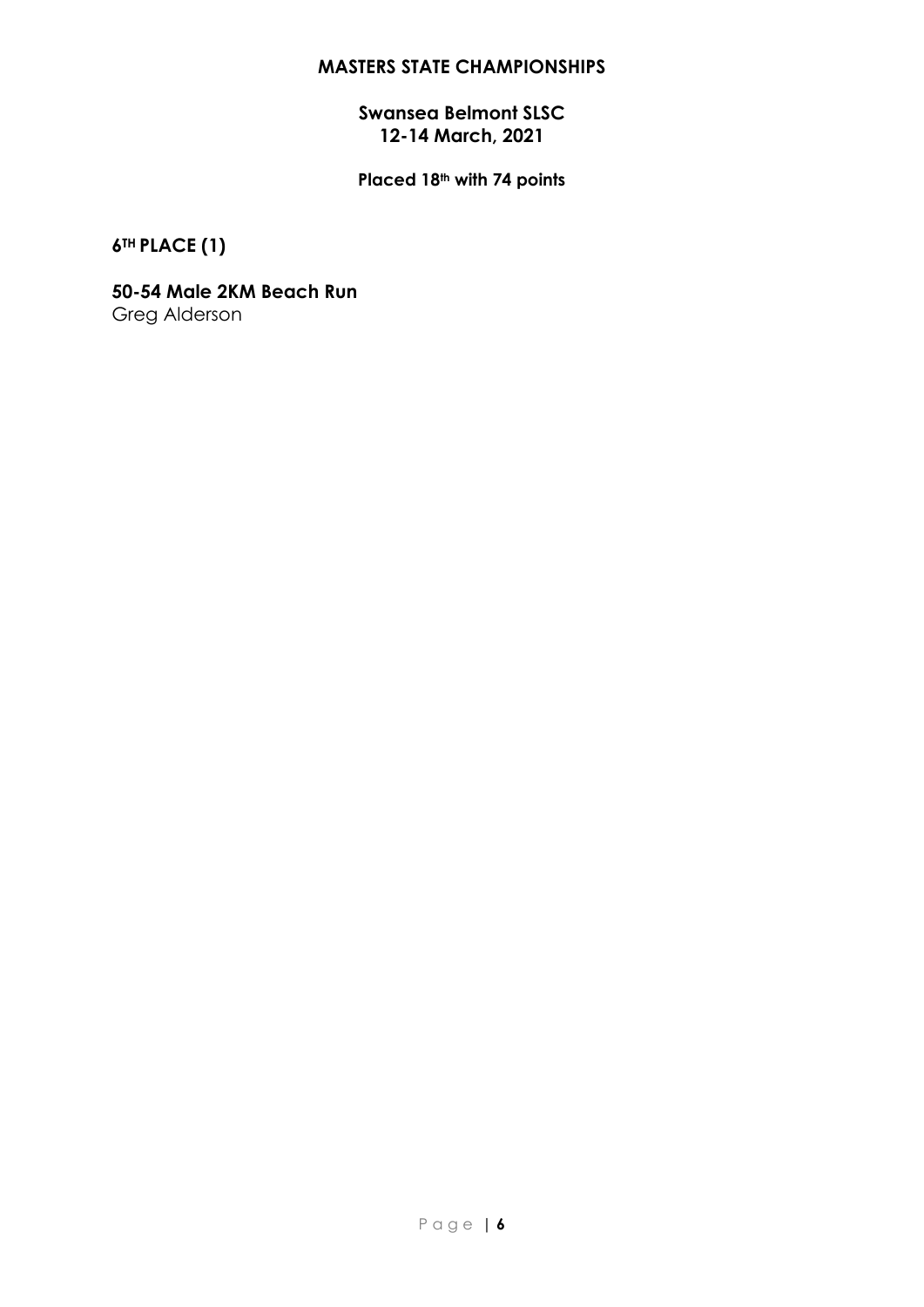# MASTERS STATE CHAMPIONSHIPS

## Swansea Belmont SLSC
## 12-14 March, 2021

**Placed 18th with 74 points**

## 6TH PLACE (1)

### 50-54 Male 2KM Beach Run
Greg Alderson